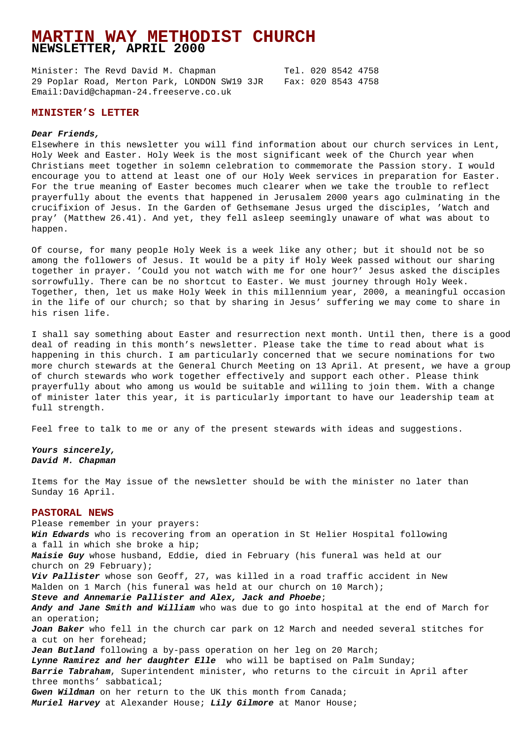# MARTIN WAY METHODIST CHURCH
## NEWSLETTER, APRIL 2000

Minister: The Revd David M. Chapman Tel. 020 8542 4758
29 Poplar Road, Merton Park, LONDON SW19 3JR Fax: 020 8543 4758
Email:David@chapman-24.freeserve.co.uk

### MINISTER'S LETTER

***Dear Friends,***
Elsewhere in this newsletter you will find information about our church services in Lent, Holy Week and Easter. Holy Week is the most significant week of the Church year when Christians meet together in solemn celebration to commemorate the Passion story. I would encourage you to attend at least one of our Holy Week services in preparation for Easter. For the true meaning of Easter becomes much clearer when we take the trouble to reflect prayerfully about the events that happened in Jerusalem 2000 years ago culminating in the crucifixion of Jesus. In the Garden of Gethsemane Jesus urged the disciples, 'Watch and pray' (Matthew 26.41). And yet, they fell asleep seemingly unaware of what was about to happen.

Of course, for many people Holy Week is a week like any other; but it should not be so among the followers of Jesus. It would be a pity if Holy Week passed without our sharing together in prayer. 'Could you not watch with me for one hour?' Jesus asked the disciples sorrowfully. There can be no shortcut to Easter. We must journey through Holy Week. Together, then, let us make Holy Week in this millennium year, 2000, a meaningful occasion in the life of our church; so that by sharing in Jesus' suffering we may come to share in his risen life.

I shall say something about Easter and resurrection next month. Until then, there is a good deal of reading in this month's newsletter. Please take the time to read about what is happening in this church. I am particularly concerned that we secure nominations for two more church stewards at the General Church Meeting on 13 April. At present, we have a group of church stewards who work together effectively and support each other. Please think prayerfully about who among us would be suitable and willing to join them. With a change of minister later this year, it is particularly important to have our leadership team at full strength.

Feel free to talk to me or any of the present stewards with ideas and suggestions.

***Yours sincerely,***
***David M. Chapman***

Items for the May issue of the newsletter should be with the minister no later than Sunday 16 April.

### PASTORAL NEWS

Please remember in your prayers:
***Win Edwards*** who is recovering from an operation in St Helier Hospital following a fall in which she broke a hip;
***Maisie Guy*** whose husband, Eddie, died in February (his funeral was held at our church on 29 February);
***Viv Pallister*** whose son Geoff, 27, was killed in a road traffic accident in New Malden on 1 March (his funeral was held at our church on 10 March);
***Steve and Annemarie Pallister and Alex, Jack and Phoebe***;
***Andy and Jane Smith and William*** who was due to go into hospital at the end of March for an operation;
***Joan Baker*** who fell in the church car park on 12 March and needed several stitches for a cut on her forehead;
***Jean Butland*** following a by-pass operation on her leg on 20 March;
***Lynne Ramirez and her daughter Elle*** who will be baptised on Palm Sunday;
***Barrie Tabraham***, Superintendent minister, who returns to the circuit in April after three months' sabbatical;
***Gwen Wildman*** on her return to the UK this month from Canada;
***Muriel Harvey*** at Alexander House; ***Lily Gilmore*** at Manor House;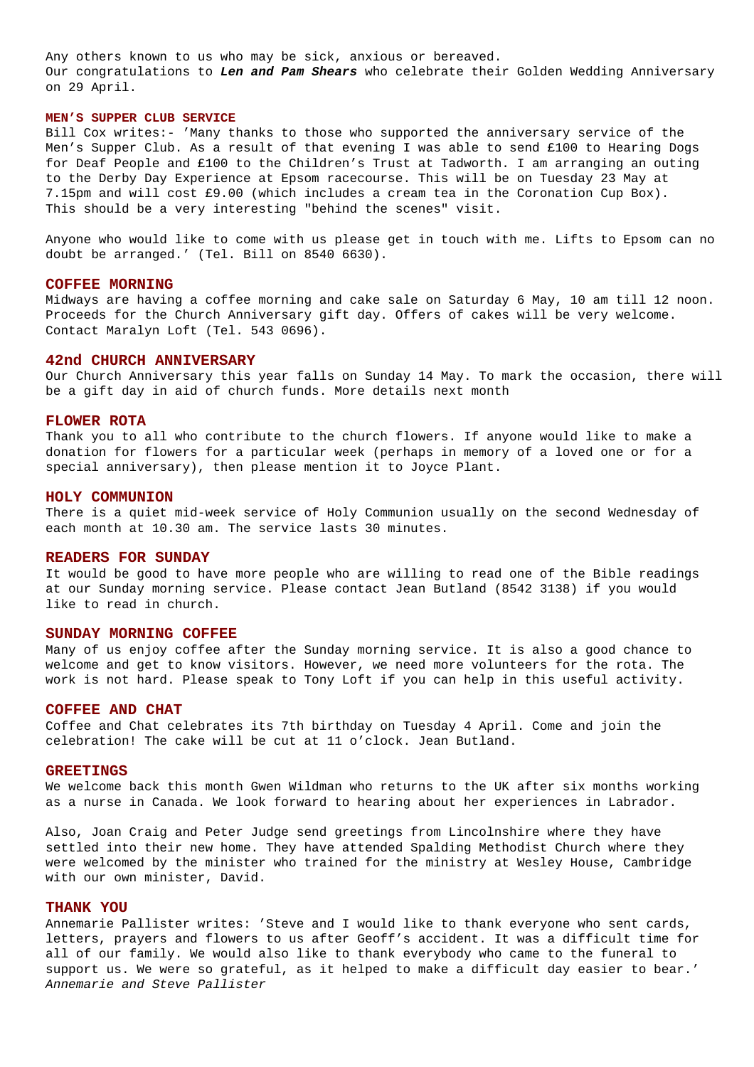Any others known to us who may be sick, anxious or bereaved.
Our congratulations to ***Len and Pam Shears*** who celebrate their Golden Wedding Anniversary on 29 April.

#### MEN'S SUPPER CLUB SERVICE

Bill Cox writes:- 'Many thanks to those who supported the anniversary service of the Men's Supper Club. As a result of that evening I was able to send £100 to Hearing Dogs for Deaf People and £100 to the Children's Trust at Tadworth. I am arranging an outing to the Derby Day Experience at Epsom racecourse. This will be on Tuesday 23 May at 7.15pm and will cost £9.00 (which includes a cream tea in the Coronation Cup Box). This should be a very interesting "behind the scenes" visit.

Anyone who would like to come with us please get in touch with me. Lifts to Epsom can no doubt be arranged.' (Tel. Bill on 8540 6630).

### COFFEE MORNING

Midways are having a coffee morning and cake sale on Saturday 6 May, 10 am till 12 noon. Proceeds for the Church Anniversary gift day. Offers of cakes will be very welcome. Contact Maralyn Loft (Tel. 543 0696).

### 42nd CHURCH ANNIVERSARY

Our Church Anniversary this year falls on Sunday 14 May. To mark the occasion, there will be a gift day in aid of church funds. More details next month

### FLOWER ROTA

Thank you to all who contribute to the church flowers. If anyone would like to make a donation for flowers for a particular week (perhaps in memory of a loved one or for a special anniversary), then please mention it to Joyce Plant.

### HOLY COMMUNION

There is a quiet mid-week service of Holy Communion usually on the second Wednesday of each month at 10.30 am. The service lasts 30 minutes.

### READERS FOR SUNDAY

It would be good to have more people who are willing to read one of the Bible readings at our Sunday morning service. Please contact Jean Butland (8542 3138) if you would like to read in church.

### SUNDAY MORNING COFFEE

Many of us enjoy coffee after the Sunday morning service. It is also a good chance to welcome and get to know visitors. However, we need more volunteers for the rota. The work is not hard. Please speak to Tony Loft if you can help in this useful activity.

### COFFEE AND CHAT

Coffee and Chat celebrates its 7th birthday on Tuesday 4 April. Come and join the celebration! The cake will be cut at 11 o'clock. Jean Butland.

### GREETINGS

We welcome back this month Gwen Wildman who returns to the UK after six months working as a nurse in Canada. We look forward to hearing about her experiences in Labrador.

Also, Joan Craig and Peter Judge send greetings from Lincolnshire where they have settled into their new home. They have attended Spalding Methodist Church where they were welcomed by the minister who trained for the ministry at Wesley House, Cambridge with our own minister, David.

### THANK YOU

Annemarie Pallister writes: 'Steve and I would like to thank everyone who sent cards, letters, prayers and flowers to us after Geoff's accident. It was a difficult time for all of our family. We would also like to thank everybody who came to the funeral to support us. We were so grateful, as it helped to make a difficult day easier to bear.'
*Annemarie and Steve Pallister*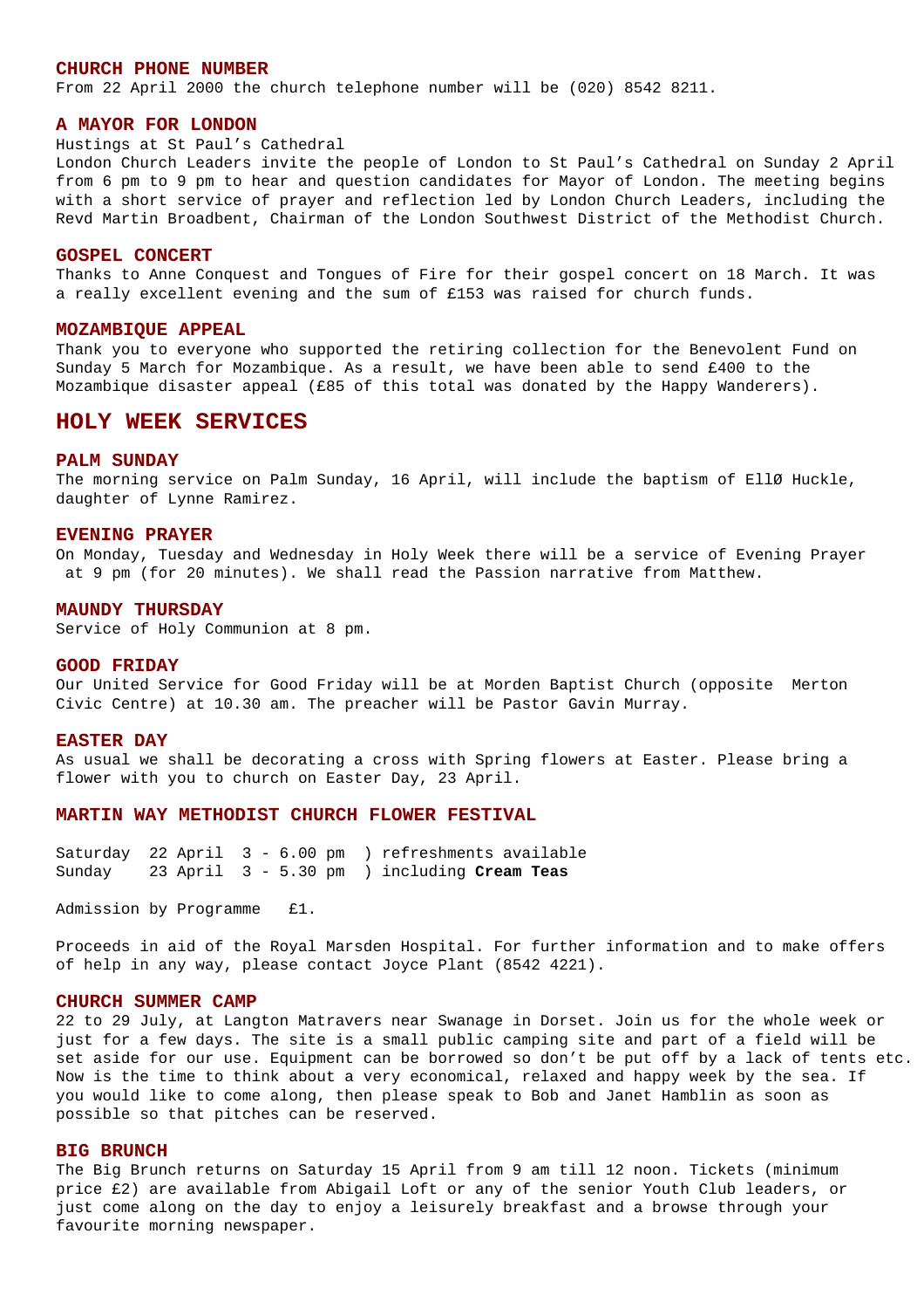### CHURCH PHONE NUMBER

From 22 April 2000 the church telephone number will be (020) 8542 8211.

### A MAYOR FOR LONDON

Hustings at St Paul's Cathedral

London Church Leaders invite the people of London to St Paul's Cathedral on Sunday 2 April from 6 pm to 9 pm to hear and question candidates for Mayor of London. The meeting begins with a short service of prayer and reflection led by London Church Leaders, including the Revd Martin Broadbent, Chairman of the London Southwest District of the Methodist Church.

### GOSPEL CONCERT

Thanks to Anne Conquest and Tongues of Fire for their gospel concert on 18 March. It was a really excellent evening and the sum of £153 was raised for church funds.

### MOZAMBIQUE APPEAL

Thank you to everyone who supported the retiring collection for the Benevolent Fund on Sunday 5 March for Mozambique. As a result, we have been able to send £400 to the Mozambique disaster appeal (£85 of this total was donated by the Happy Wanderers).

## HOLY WEEK SERVICES

### PALM SUNDAY

The morning service on Palm Sunday, 16 April, will include the baptism of EllØ Huckle, daughter of Lynne Ramirez.

### EVENING PRAYER

On Monday, Tuesday and Wednesday in Holy Week there will be a service of Evening Prayer at 9 pm (for 20 minutes). We shall read the Passion narrative from Matthew.

### MAUNDY THURSDAY

Service of Holy Communion at 8 pm.

### GOOD FRIDAY

Our United Service for Good Friday will be at Morden Baptist Church (opposite Merton Civic Centre) at 10.30 am. The preacher will be Pastor Gavin Murray.

### EASTER DAY

As usual we shall be decorating a cross with Spring flowers at Easter. Please bring a flower with you to church on Easter Day, 23 April.

### MARTIN WAY METHODIST CHURCH FLOWER FESTIVAL

Saturday 22 April 3 - 6.00 pm ) refreshments available
Sunday 23 April 3 - 5.30 pm ) including **Cream Teas**

Admission by Programme £1.

Proceeds in aid of the Royal Marsden Hospital. For further information and to make offers of help in any way, please contact Joyce Plant (8542 4221).

### CHURCH SUMMER CAMP

22 to 29 July, at Langton Matravers near Swanage in Dorset. Join us for the whole week or just for a few days. The site is a small public camping site and part of a field will be set aside for our use. Equipment can be borrowed so don't be put off by a lack of tents etc. Now is the time to think about a very economical, relaxed and happy week by the sea. If you would like to come along, then please speak to Bob and Janet Hamblin as soon as possible so that pitches can be reserved.

### BIG BRUNCH

The Big Brunch returns on Saturday 15 April from 9 am till 12 noon. Tickets (minimum price £2) are available from Abigail Loft or any of the senior Youth Club leaders, or just come along on the day to enjoy a leisurely breakfast and a browse through your favourite morning newspaper.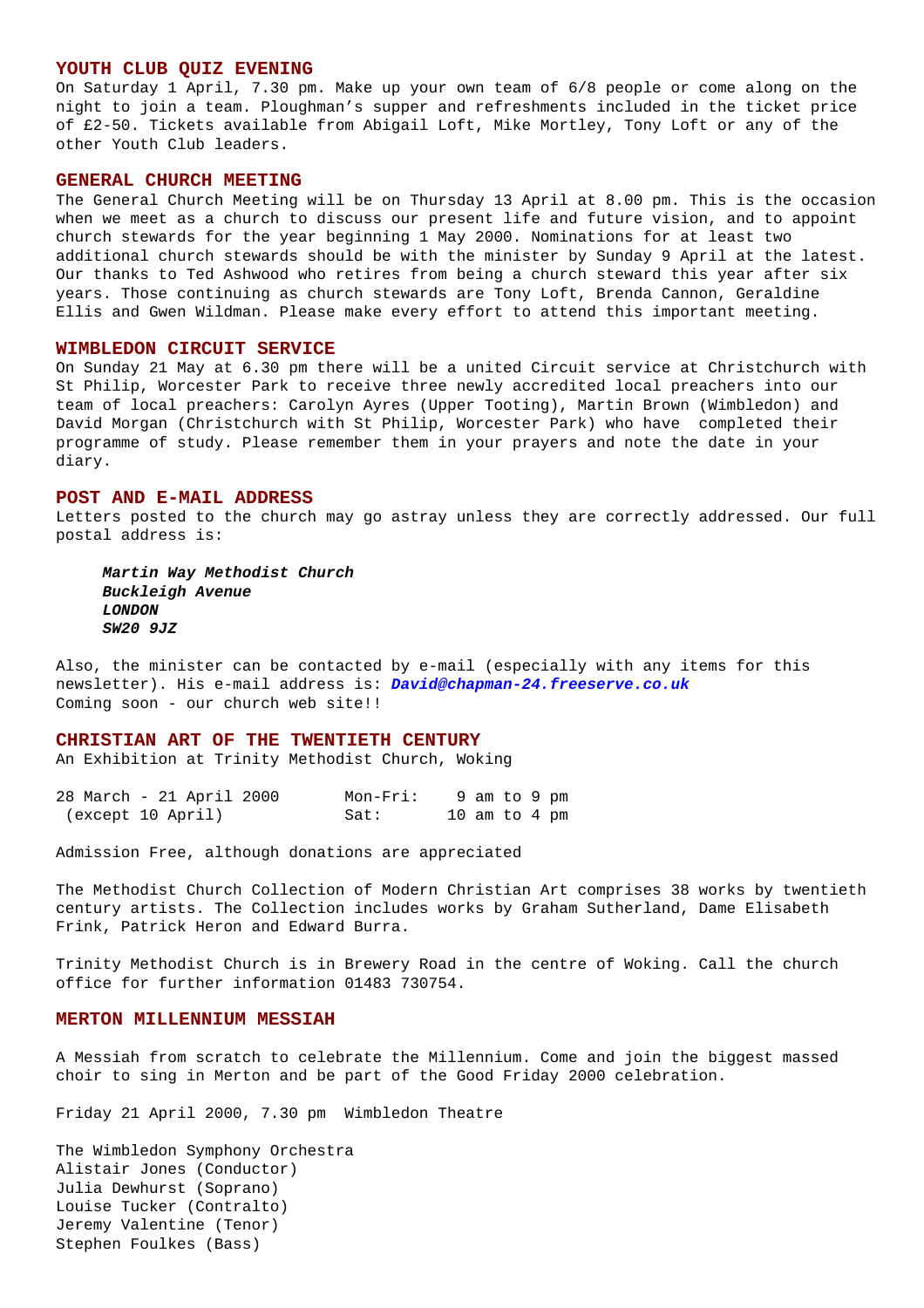## YOUTH CLUB QUIZ EVENING

On Saturday 1 April, 7.30 pm. Make up your own team of 6/8 people or come along on the night to join a team. Ploughman's supper and refreshments included in the ticket price of £2-50. Tickets available from Abigail Loft, Mike Mortley, Tony Loft or any of the other Youth Club leaders.

## GENERAL CHURCH MEETING

The General Church Meeting will be on Thursday 13 April at 8.00 pm. This is the occasion when we meet as a church to discuss our present life and future vision, and to appoint church stewards for the year beginning 1 May 2000. Nominations for at least two additional church stewards should be with the minister by Sunday 9 April at the latest. Our thanks to Ted Ashwood who retires from being a church steward this year after six years. Those continuing as church stewards are Tony Loft, Brenda Cannon, Geraldine Ellis and Gwen Wildman. Please make every effort to attend this important meeting.

## WIMBLEDON CIRCUIT SERVICE

On Sunday 21 May at 6.30 pm there will be a united Circuit service at Christchurch with St Philip, Worcester Park to receive three newly accredited local preachers into our team of local preachers: Carolyn Ayres (Upper Tooting), Martin Brown (Wimbledon) and David Morgan (Christchurch with St Philip, Worcester Park) who have completed their programme of study. Please remember them in your prayers and note the date in your diary.

## POST AND E-MAIL ADDRESS

Letters posted to the church may go astray unless they are correctly addressed. Our full postal address is:

***Martin Way Methodist Church***
***Buckleigh Avenue***
***LONDON***
***SW20 9JZ***

Also, the minister can be contacted by e-mail (especially with any items for this newsletter). His e-mail address is: ***David@chapman-24.freeserve.co.uk***
Coming soon - our church web site!!

## CHRISTIAN ART OF THE TWENTIETH CENTURY

An Exhibition at Trinity Methodist Church, Woking

| | | |
|---|---|---|
| 28 March - 21 April 2000 | Mon-Fri: | 9 am to 9 pm |
| (except 10 April) | Sat: | 10 am to 4 pm |

Admission Free, although donations are appreciated

The Methodist Church Collection of Modern Christian Art comprises 38 works by twentieth century artists. The Collection includes works by Graham Sutherland, Dame Elisabeth Frink, Patrick Heron and Edward Burra.

Trinity Methodist Church is in Brewery Road in the centre of Woking. Call the church office for further information 01483 730754.

## MERTON MILLENNIUM MESSIAH

A Messiah from scratch to celebrate the Millennium. Come and join the biggest massed choir to sing in Merton and be part of the Good Friday 2000 celebration.

Friday 21 April 2000, 7.30 pm  Wimbledon Theatre

The Wimbledon Symphony Orchestra
Alistair Jones (Conductor)
Julia Dewhurst (Soprano)
Louise Tucker (Contralto)
Jeremy Valentine (Tenor)
Stephen Foulkes (Bass)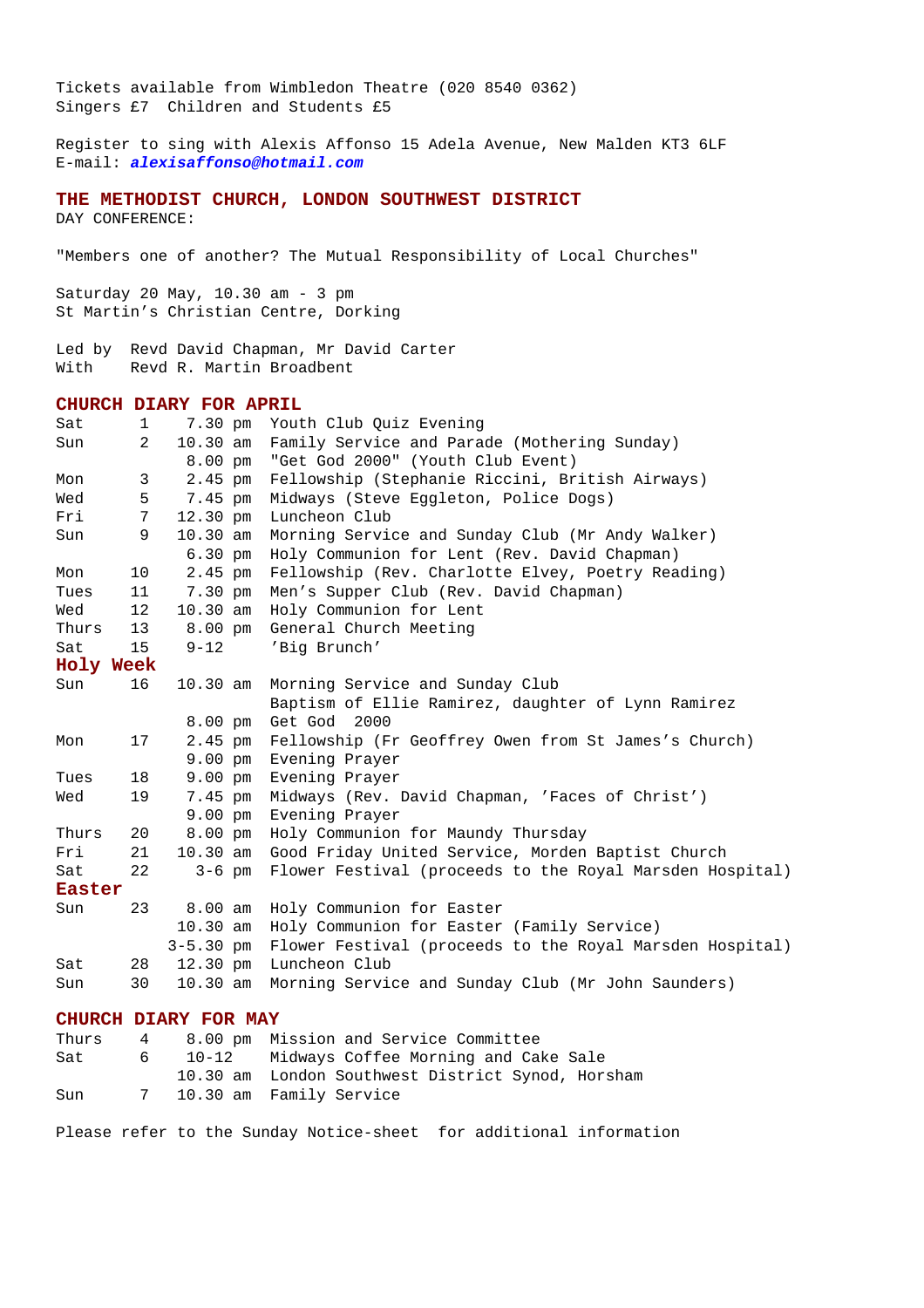Tickets available from Wimbledon Theatre (020 8540 0362)
Singers £7 Children and Students £5

Register to sing with Alexis Affonso 15 Adela Avenue, New Malden KT3 6LF
E-mail: ***alexisaffonso@hotmail.com***

## THE METHODIST CHURCH, LONDON SOUTHWEST DISTRICT

DAY CONFERENCE:

"Members one of another? The Mutual Responsibility of Local Churches"

Saturday 20 May, 10.30 am - 3 pm
St Martin's Christian Centre, Dorking

Led by Revd David Chapman, Mr David Carter
With Revd R. Martin Broadbent

## CHURCH DIARY FOR APRIL

| | | | |
|---|---|---|---|
| Sat | 1 | 7.30 pm | Youth Club Quiz Evening |
| Sun | 2 | 10.30 am | Family Service and Parade (Mothering Sunday) |
| | | 8.00 pm | "Get God 2000" (Youth Club Event) |
| Mon | 3 | 2.45 pm | Fellowship (Stephanie Riccini, British Airways) |
| Wed | 5 | 7.45 pm | Midways (Steve Eggleton, Police Dogs) |
| Fri | 7 | 12.30 pm | Luncheon Club |
| Sun | 9 | 10.30 am | Morning Service and Sunday Club (Mr Andy Walker) |
| | | 6.30 pm | Holy Communion for Lent (Rev. David Chapman) |
| Mon | 10 | 2.45 pm | Fellowship (Rev. Charlotte Elvey, Poetry Reading) |
| Tues | 11 | 7.30 pm | Men's Supper Club (Rev. David Chapman) |
| Wed | 12 | 10.30 am | Holy Communion for Lent |
| Thurs | 13 | 8.00 pm | General Church Meeting |
| Sat | 15 | 9-12 | 'Big Brunch' |
| **Holy Week** | | | |
| Sun | 16 | 10.30 am | Morning Service and Sunday Club |
| | | | Baptism of Ellie Ramirez, daughter of Lynn Ramirez |
| | | 8.00 pm | Get God 2000 |
| Mon | 17 | 2.45 pm | Fellowship (Fr Geoffrey Owen from St James's Church) |
| | | 9.00 pm | Evening Prayer |
| Tues | 18 | 9.00 pm | Evening Prayer |
| Wed | 19 | 7.45 pm | Midways (Rev. David Chapman, 'Faces of Christ') |
| | | 9.00 pm | Evening Prayer |
| Thurs | 20 | 8.00 pm | Holy Communion for Maundy Thursday |
| Fri | 21 | 10.30 am | Good Friday United Service, Morden Baptist Church |
| Sat | 22 | 3-6 pm | Flower Festival (proceeds to the Royal Marsden Hospital) |
| **Easter** | | | |
| Sun | 23 | 8.00 am | Holy Communion for Easter |
| | | 10.30 am | Holy Communion for Easter (Family Service) |
| | | 3-5.30 pm | Flower Festival (proceeds to the Royal Marsden Hospital) |
| Sat | 28 | 12.30 pm | Luncheon Club |
| Sun | 30 | 10.30 am | Morning Service and Sunday Club (Mr John Saunders) |

## CHURCH DIARY FOR MAY

| | | | |
|---|---|---|---|
| Thurs | 4 | 8.00 pm | Mission and Service Committee |
| Sat | 6 | 10-12 | Midways Coffee Morning and Cake Sale |
| | | 10.30 am | London Southwest District Synod, Horsham |
| Sun | 7 | 10.30 am | Family Service |

Please refer to the Sunday Notice-sheet for additional information